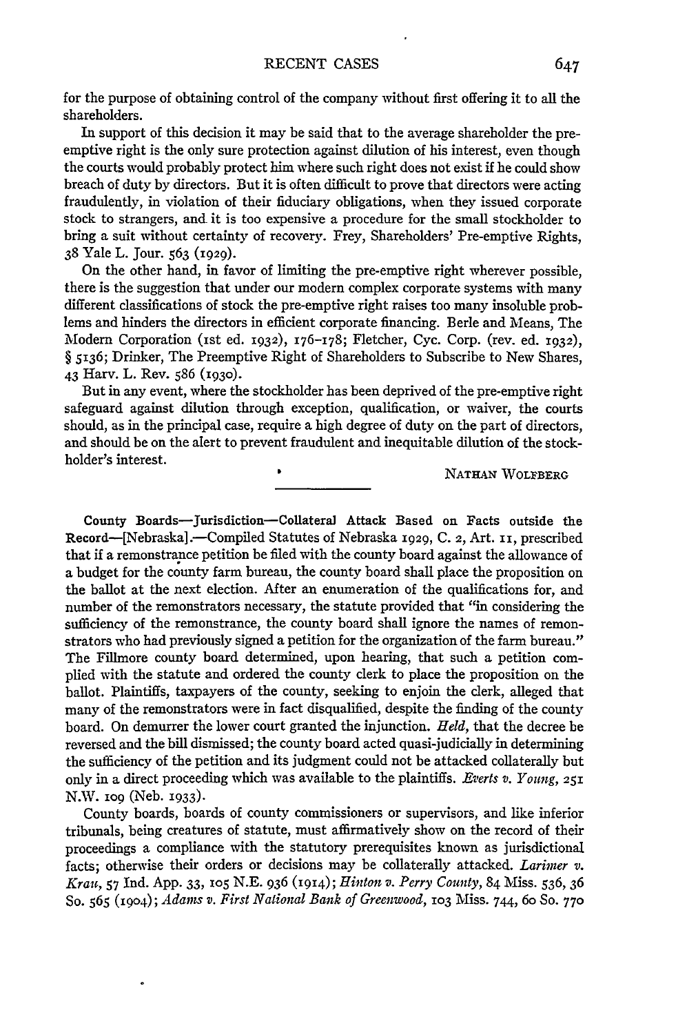for the purpose of obtaining control of the company without first offering it to all the shareholders.

In support of this decision it may be said that to the average shareholder the pre-emptive right is the only sure protection against dilution of his interest, even though the courts would probably protect him where such right does not exist if he could show breach of duty by directors. But it is often difficult to prove that directors were acting fraudulently, in violation of their fiduciary obligations, when they issued corporate stock to strangers, and it is too expensive a procedure for the small stockholder to bring a suit without certainty of recovery. Frey, Shareholders' Pre-emptive Rights, 38 Yale L. Jour. 563 (1929).

On the other hand, in favor of limiting the pre-emptive right wherever possible, there is the suggestion that under our modern complex corporate systems with many different classifications of stock the pre-emptive right raises too many insoluble problems and hinders the directors in efficient corporate financing. Berle and Means, The Modern Corporation (1st ed. 1932), 176–178; Fletcher, Cyc. Corp. (rev. ed. 1932), § 5136; Drinker, The Preemptive Right of Shareholders to Subscribe to New Shares, 43 Harv. L. Rev. 586 (1930).

But in any event, where the stockholder has been deprived of the pre-emptive right safeguard against dilution through exception, qualification, or waiver, the courts should, as in the principal case, require a high degree of duty on the part of directors, and should be on the alert to prevent fraudulent and inequitable dilution of the stockholder's interest.

NATHAN WOLFBERG

---

**County Boards—Jurisdiction—Collateral Attack Based on Facts outside the Record—[Nebraska].**—Compiled Statutes of Nebraska 1929, C. 2, Art. 11, prescribed that if a remonstrance petition be filed with the county board against the allowance of a budget for the county farm bureau, the county board shall place the proposition on the ballot at the next election. After an enumeration of the qualifications for, and number of the remonstrators necessary, the statute provided that "in considering the sufficiency of the remonstrance, the county board shall ignore the names of remonstrators who had previously signed a petition for the organization of the farm bureau." The Fillmore county board determined, upon hearing, that such a petition complied with the statute and ordered the county clerk to place the proposition on the ballot. Plaintiffs, taxpayers of the county, seeking to enjoin the clerk, alleged that many of the remonstrators were in fact disqualified, despite the finding of the county board. On demurrer the lower court granted the injunction. *Held*, that the decree be reversed and the bill dismissed; the county board acted quasi-judicially in determining the sufficiency of the petition and its judgment could not be attacked collaterally but only in a direct proceeding which was available to the plaintiffs. *Everts v. Young*, 251 N.W. 109 (Neb. 1933).

County boards, boards of county commissioners or supervisors, and like inferior tribunals, being creatures of statute, must affirmatively show on the record of their proceedings a compliance with the statutory prerequisites known as jurisdictional facts; otherwise their orders or decisions may be collaterally attacked. *Larimer v. Krau*, 57 Ind. App. 33, 105 N.E. 936 (1914); *Hinton v. Perry County*, 84 Miss. 536, 36 So. 565 (1904); *Adams v. First National Bank of Greenwood*, 103 Miss. 744, 60 So. 770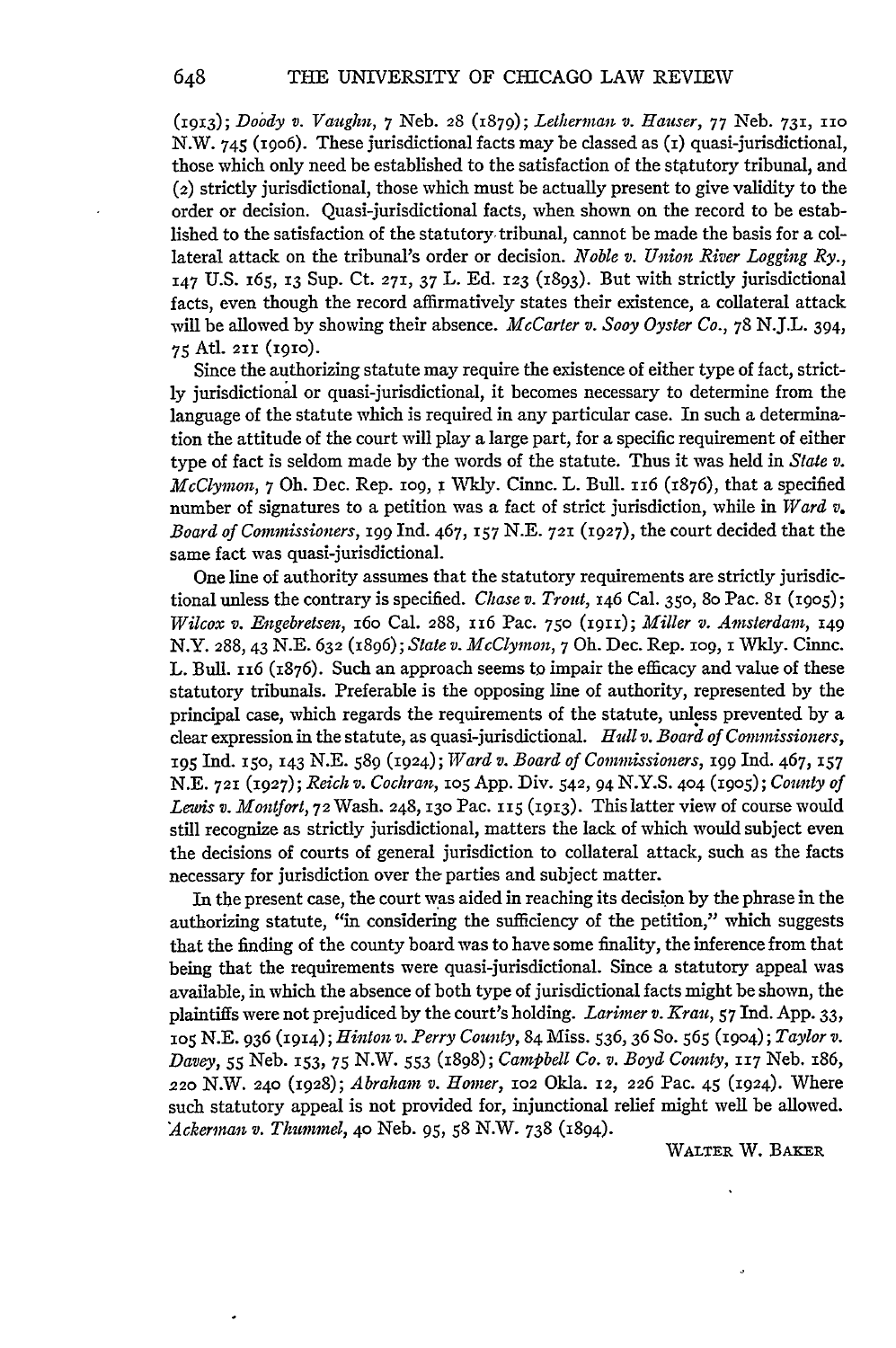(1913); *Doody v. Vaughn*, 7 Neb. 28 (1879); *Letherman v. Hauser*, 77 Neb. 731, 110 N.W. 745 (1906). These jurisdictional facts may be classed as (1) quasi-jurisdictional, those which only need be established to the satisfaction of the statutory tribunal, and (2) strictly jurisdictional, those which must be actually present to give validity to the order or decision. Quasi-jurisdictional facts, when shown on the record to be established to the satisfaction of the statutory tribunal, cannot be made the basis for a collateral attack on the tribunal's order or decision. *Noble v. Union River Logging Ry.*, 147 U.S. 165, 13 Sup. Ct. 271, 37 L. Ed. 123 (1893). But with strictly jurisdictional facts, even though the record affirmatively states their existence, a collateral attack will be allowed by showing their absence. *McCarter v. Sooy Oyster Co.*, 78 N.J.L. 394, 75 Atl. 211 (1910).

Since the authorizing statute may require the existence of either type of fact, strictly jurisdictional or quasi-jurisdictional, it becomes necessary to determine from the language of the statute which is required in any particular case. In such a determination the attitude of the court will play a large part, for a specific requirement of either type of fact is seldom made by the words of the statute. Thus it was held in *State v. McClymon*, 7 Oh. Dec. Rep. 109, 1 Wkly. Cinnc. L. Bull. 116 (1876), that a specified number of signatures to a petition was a fact of strict jurisdiction, while in *Ward v. Board of Commissioners*, 199 Ind. 467, 157 N.E. 721 (1927), the court decided that the same fact was quasi-jurisdictional.

One line of authority assumes that the statutory requirements are strictly jurisdictional unless the contrary is specified. *Chase v. Trout*, 146 Cal. 350, 80 Pac. 81 (1905); *Wilcox v. Engebretsen*, 160 Cal. 288, 116 Pac. 750 (1911); *Miller v. Amsterdam*, 149 N.Y. 288, 43 N.E. 632 (1896); *State v. McClymon*, 7 Oh. Dec. Rep. 109, 1 Wkly. Cinnc. L. Bull. 116 (1876). Such an approach seems to impair the efficacy and value of these statutory tribunals. Preferable is the opposing line of authority, represented by the principal case, which regards the requirements of the statute, unless prevented by a clear expression in the statute, as quasi-jurisdictional. *Hull v. Board of Commissioners*, 195 Ind. 150, 143 N.E. 589 (1924); *Ward v. Board of Commissioners*, 199 Ind. 467, 157 N.E. 721 (1927); *Reich v. Cochran*, 105 App. Div. 542, 94 N.Y.S. 404 (1905); *County of Lewis v. Montfort*, 72 Wash. 248, 130 Pac. 115 (1913). This latter view of course would still recognize as strictly jurisdictional, matters the lack of which would subject even the decisions of courts of general jurisdiction to collateral attack, such as the facts necessary for jurisdiction over the parties and subject matter.

In the present case, the court was aided in reaching its decision by the phrase in the authorizing statute, "in considering the sufficiency of the petition," which suggests that the finding of the county board was to have some finality, the inference from that being that the requirements were quasi-jurisdictional. Since a statutory appeal was available, in which the absence of both type of jurisdictional facts might be shown, the plaintiffs were not prejudiced by the court's holding. *Larimer v. Krau*, 57 Ind. App. 33, 105 N.E. 936 (1914); *Hinton v. Perry County*, 84 Miss. 536, 36 So. 565 (1904); *Taylor v. Davey*, 55 Neb. 153, 75 N.W. 553 (1898); *Campbell Co. v. Boyd County*, 117 Neb. 186, 220 N.W. 240 (1928); *Abraham v. Homer*, 102 Okla. 12, 226 Pac. 45 (1924). Where such statutory appeal is not provided for, injunctional relief might well be allowed. *Ackerman v. Thummel*, 40 Neb. 95, 58 N.W. 738 (1894).

WALTER W. BAKER